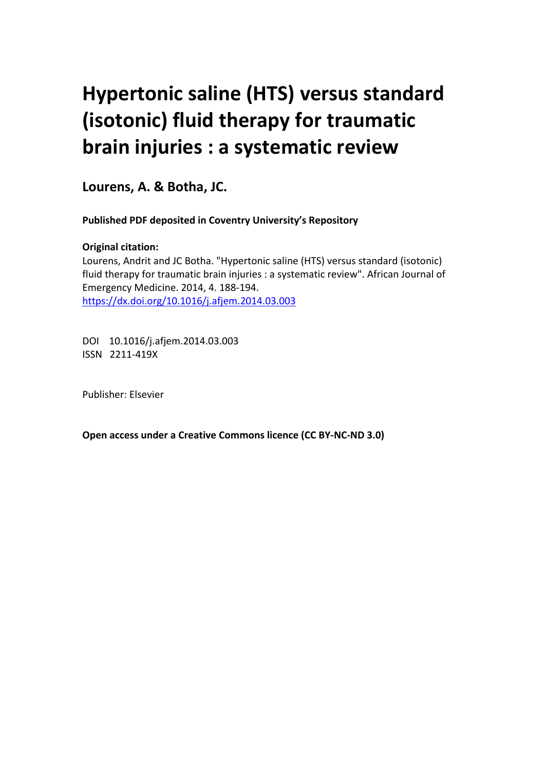# Hypertonic saline (HTS) versus standard (isotonic) fluid therapy for traumatic brain injuries : a systematic review

**Lourens, A. & Botha, JC.**

**Published PDF deposited in Coventry University's Repository**

**Original citation:**

Lourens, Andrit and JC Botha. "Hypertonic saline (HTS) versus standard (isotonic) fluid therapy for traumatic brain injuries : a systematic review". African Journal of Emergency Medicine. 2014, 4. 188-194.

https://dx.doi.org/10.1016/j.afjem.2014.03.003

DOI 10.1016/j.afjem.2014.03.003

ISSN 2211-419X

Publisher: Elsevier

**Open access under a Creative Commons licence (CC BY-NC-ND 3.0)**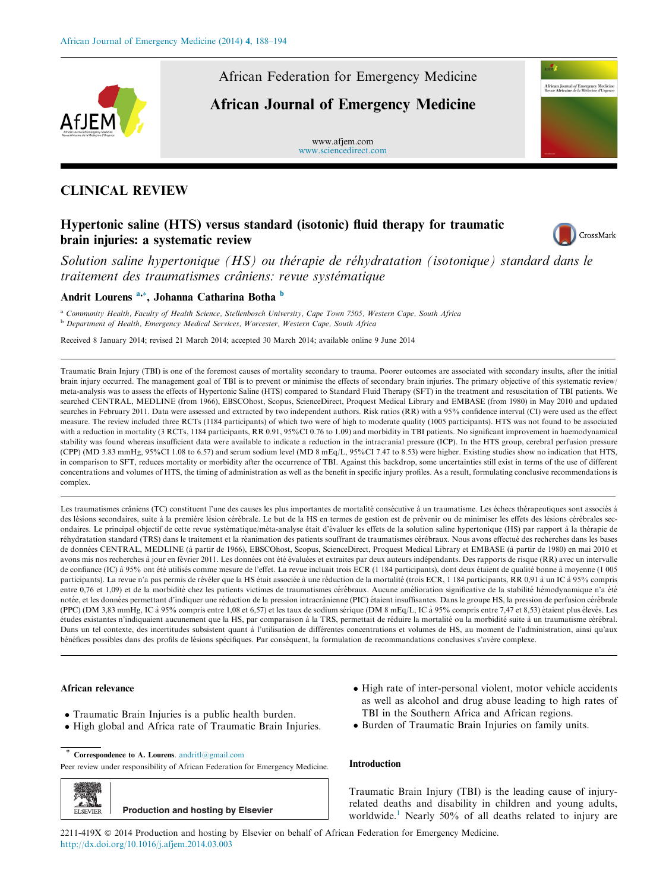## CLINICAL REVIEW

# Hypertonic saline (HTS) versus standard (isotonic) fluid therapy for traumatic brain injuries: a systematic review

*Solution saline hypertonique (HS) ou thérapie de réhydratation (isotonique) standard dans le traitement des traumatismes crâniens: revue systématique*

**Andrit Lourens** [a,*], **Johanna Catharina Botha** [b]

[a] *Community Health, Faculty of Health Science, Stellenbosch University, Cape Town 7505, Western Cape, South Africa*

[b] *Department of Health, Emergency Medical Services, Worcester, Western Cape, South Africa*

Received 8 January 2014; revised 21 March 2014; accepted 30 March 2014; available online 9 June 2014

Traumatic Brain Injury (TBI) is one of the foremost causes of mortality secondary to trauma. Poorer outcomes are associated with secondary insults, after the initial brain injury occurred. The management goal of TBI is to prevent or minimise the effects of secondary brain injuries. The primary objective of this systematic review/meta-analysis was to assess the effects of Hypertonic Saline (HTS) compared to Standard Fluid Therapy (SFT) in the treatment and resuscitation of TBI patients. We searched CENTRAL, MEDLINE (from 1966), EBSCOhost, Scopus, ScienceDirect, Proquest Medical Library and EMBASE (from 1980) in May 2010 and updated searches in February 2011. Data were assessed and extracted by two independent authors. Risk ratios (RR) with a 95% confidence interval (CI) were used as the effect measure. The review included three RCTs (1184 participants) of which two were of high to moderate quality (1005 participants). HTS was not found to be associated with a reduction in mortality (3 RCTs, 1184 participants, RR 0.91, 95%CI 0.76 to 1.09) and morbidity in TBI patients. No significant improvement in haemodynamical stability was found whereas insufficient data were available to indicate a reduction in the intracranial pressure (ICP). In the HTS group, cerebral perfusion pressure (CPP) (MD 3.83 mmHg, 95%CI 1.08 to 6.57) and serum sodium level (MD 8 mEq/L, 95%CI 7.47 to 8.53) were higher. Existing studies show no indication that HTS, in comparison to SFT, reduces mortality or morbidity after the occurrence of TBI. Against this backdrop, some uncertainties still exist in terms of the use of different concentrations and volumes of HTS, the timing of administration as well as the benefit in specific injury profiles. As a result, formulating conclusive recommendations is complex.

Les traumatismes crâniens (TC) constituent l'une des causes les plus importantes de mortalité consécutive à un traumatisme. Les échecs thérapeutiques sont associés à des lésions secondaires, suite à la première lésion cérébrale. Le but de la HS en termes de gestion est de prévenir ou de minimiser les effets des lésions cérébrales secondaires. Le principal objectif de cette revue systématique/méta-analyse était d'évaluer les effets de la solution saline hypertonique (HS) par rapport à la thérapie de réhydratation standard (TRS) dans le traitement et la réanimation des patients souffrant de traumatismes cérébraux. Nous avons effectué des recherches dans les bases de données CENTRAL, MEDLINE (à partir de 1966), EBSCOhost, Scopus, ScienceDirect, Proquest Medical Library et EMBASE (à partir de 1980) en mai 2010 et avons mis nos recherches à jour en février 2011. Les données ont été évaluées et extraites par deux auteurs indépendants. Des rapports de risque (RR) avec un intervalle de confiance (IC) à 95% ont été utilisés comme mesure de l'effet. La revue incluait trois ECR (1 184 participants), dont deux étaient de qualité bonne à moyenne (1 005 participants). La revue n'a pas permis de révéler que la HS était associée à une réduction de la mortalité (trois ECR, 1 184 participants, RR 0,91 à un IC à 95% compris entre 0,76 et 1,09) et de la morbidité chez les patients victimes de traumatismes cérébraux. Aucune amélioration significative de la stabilité hémodynamique n'a été notée, et les données permettant d'indiquer une réduction de la pression intracrânienne (PIC) étaient insuffisantes. Dans le groupe HS, la pression de perfusion cérébrale (PPC) (DM 3,83 mmHg, IC à 95% compris entre 1,08 et 6,57) et les taux de sodium sérique (DM 8 mEq/L, IC à 95% compris entre 7,47 et 8,53) étaient plus élevés. Les études existantes n'indiquaient aucunement que la HS, par comparaison à la TRS, permettait de réduire la mortalité ou la morbidité suite à un traumatisme cérébral. Dans un tel contexte, des incertitudes subsistent quant à l'utilisation de différentes concentrations et volumes de HS, au moment de l'administration, ainsi qu'aux bénéfices possibles dans des profils de lésions spécifiques. Par conséquent, la formulation de recommandations conclusives s'avère complexe.

### African relevance

- Traumatic Brain Injuries is a public health burden.
- High global and Africa rate of Traumatic Brain Injuries.
- High rate of inter-personal violent, motor vehicle accidents as well as alcohol and drug abuse leading to high rates of TBI in the Southern Africa and African regions.
- Burden of Traumatic Brain Injuries on family units.

### Introduction

Traumatic Brain Injury (TBI) is the leading cause of injury-related deaths and disability in children and young adults, worldwide.[1] Nearly 50% of all deaths related to injury are

\* **Correspondence to A. Lourens**. andritl@gmail.com

Peer review under responsibility of African Federation for Emergency Medicine.

Production and hosting by Elsevier

2211-419X © 2014 Production and hosting by Elsevier on behalf of African Federation for Emergency Medicine.
http://dx.doi.org/10.1016/j.afjem.2014.03.003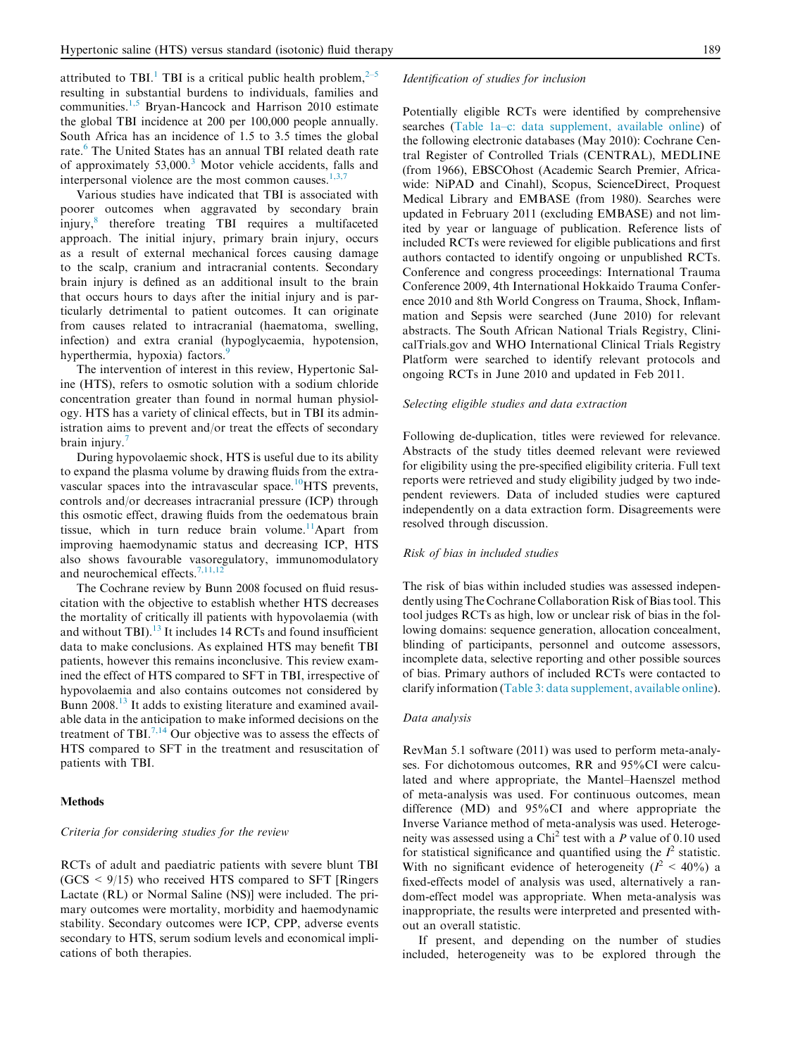attributed to TBI.[1] TBI is a critical public health problem,[2–5] resulting in substantial burdens to individuals, families and communities.[1,5] Bryan-Hancock and Harrison 2010 estimate the global TBI incidence at 200 per 100,000 people annually. South Africa has an incidence of 1.5 to 3.5 times the global rate.[6] The United States has an annual TBI related death rate of approximately 53,000.[3] Motor vehicle accidents, falls and interpersonal violence are the most common causes.[1,3,7]

Various studies have indicated that TBI is associated with poorer outcomes when aggravated by secondary brain injury,[8] therefore treating TBI requires a multifaceted approach. The initial injury, primary brain injury, occurs as a result of external mechanical forces causing damage to the scalp, cranium and intracranial contents. Secondary brain injury is defined as an additional insult to the brain that occurs hours to days after the initial injury and is particularly detrimental to patient outcomes. It can originate from causes related to intracranial (haematoma, swelling, infection) and extra cranial (hypoglycaemia, hypotension, hyperthermia, hypoxia) factors.[9]

The intervention of interest in this review, Hypertonic Saline (HTS), refers to osmotic solution with a sodium chloride concentration greater than found in normal human physiology. HTS has a variety of clinical effects, but in TBI its administration aims to prevent and/or treat the effects of secondary brain injury.[7]

During hypovolaemic shock, HTS is useful due to its ability to expand the plasma volume by drawing fluids from the extravascular spaces into the intravascular space.[10]HTS prevents, controls and/or decreases intracranial pressure (ICP) through this osmotic effect, drawing fluids from the oedematous brain tissue, which in turn reduce brain volume.[11]Apart from improving haemodynamic status and decreasing ICP, HTS also shows favourable vasoregulatory, immunomodulatory and neurochemical effects.[7,11,12]

The Cochrane review by Bunn 2008 focused on fluid resuscitation with the objective to establish whether HTS decreases the mortality of critically ill patients with hypovolaemia (with and without TBI).[13] It includes 14 RCTs and found insufficient data to make conclusions. As explained HTS may benefit TBI patients, however this remains inconclusive. This review examined the effect of HTS compared to SFT in TBI, irrespective of hypovolaemia and also contains outcomes not considered by Bunn 2008.[13] It adds to existing literature and examined available data in the anticipation to make informed decisions on the treatment of TBI.[7,14] Our objective was to assess the effects of HTS compared to SFT in the treatment and resuscitation of patients with TBI.

## Methods

### *Criteria for considering studies for the review*

RCTs of adult and paediatric patients with severe blunt TBI (GCS < 9/15) who received HTS compared to SFT [Ringers Lactate (RL) or Normal Saline (NS)] were included. The primary outcomes were mortality, morbidity and hemodynamic stability. Secondary outcomes were ICP, CPP, adverse events secondary to HTS, serum sodium levels and economical implications of both therapies.

### *Identification of studies for inclusion*

Potentially eligible RCTs were identified by comprehensive searches (Table 1a–c: data supplement, available online) of the following electronic databases (May 2010): Cochrane Central Register of Controlled Trials (CENTRAL), MEDLINE (from 1966), EBSCOhost (Academic Search Premier, Africa-wide: NiPAD and Cinahl), Scopus, ScienceDirect, Proquest Medical Library and EMBASE (from 1980). Searches were updated in February 2011 (excluding EMBASE) and not limited by year or language of publication. Reference lists of included RCTs were reviewed for eligible publications and first authors contacted to identify ongoing or unpublished RCTs. Conference and congress proceedings: International Trauma Conference 2009, 4th International Hokkaido Trauma Conference 2010 and 8th World Congress on Trauma, Shock, Inflammation and Sepsis were searched (June 2010) for relevant abstracts. The South African National Trials Registry, ClinicalTrials.gov and WHO International Clinical Trials Registry Platform were searched to identify relevant protocols and ongoing RCTs in June 2010 and updated in Feb 2011.

### *Selecting eligible studies and data extraction*

Following de-duplication, titles were reviewed for relevance. Abstracts of the study titles deemed relevant were reviewed for eligibility using the pre-specified eligibility criteria. Full text reports were retrieved and study eligibility judged by two independent reviewers. Data of included studies were captured independently on a data extraction form. Disagreements were resolved through discussion.

### *Risk of bias in included studies*

The risk of bias within included studies was assessed independently using The Cochrane Collaboration Risk of Bias tool. This tool judges RCTs as high, low or unclear risk of bias in the following domains: sequence generation, allocation concealment, blinding of participants, personnel and outcome assessors, incomplete data, selective reporting and other possible sources of bias. Primary authors of included RCTs were contacted to clarify information (Table 3: data supplement, available online).

### *Data analysis*

RevMan 5.1 software (2011) was used to perform meta-analyses. For dichotomous outcomes, RR and 95%CI were calculated and where appropriate, the Mantel–Haenszel method of meta-analysis was used. For continuous outcomes, mean difference (MD) and 95%CI and where appropriate the Inverse Variance method of meta-analysis was used. Heterogeneity was assessed using a $Chi^2$ test with a $P$ value of 0.10 used for statistical significance and quantified using the $I^2$ statistic. With no significant evidence of heterogeneity ($I^2 < 40\%$) a fixed-effects model of analysis was used, alternatively a random-effect model was appropriate. When meta-analysis was inappropriate, the results were interpreted and presented without an overall statistic.

If present, and depending on the number of studies included, heterogeneity was to be explored through the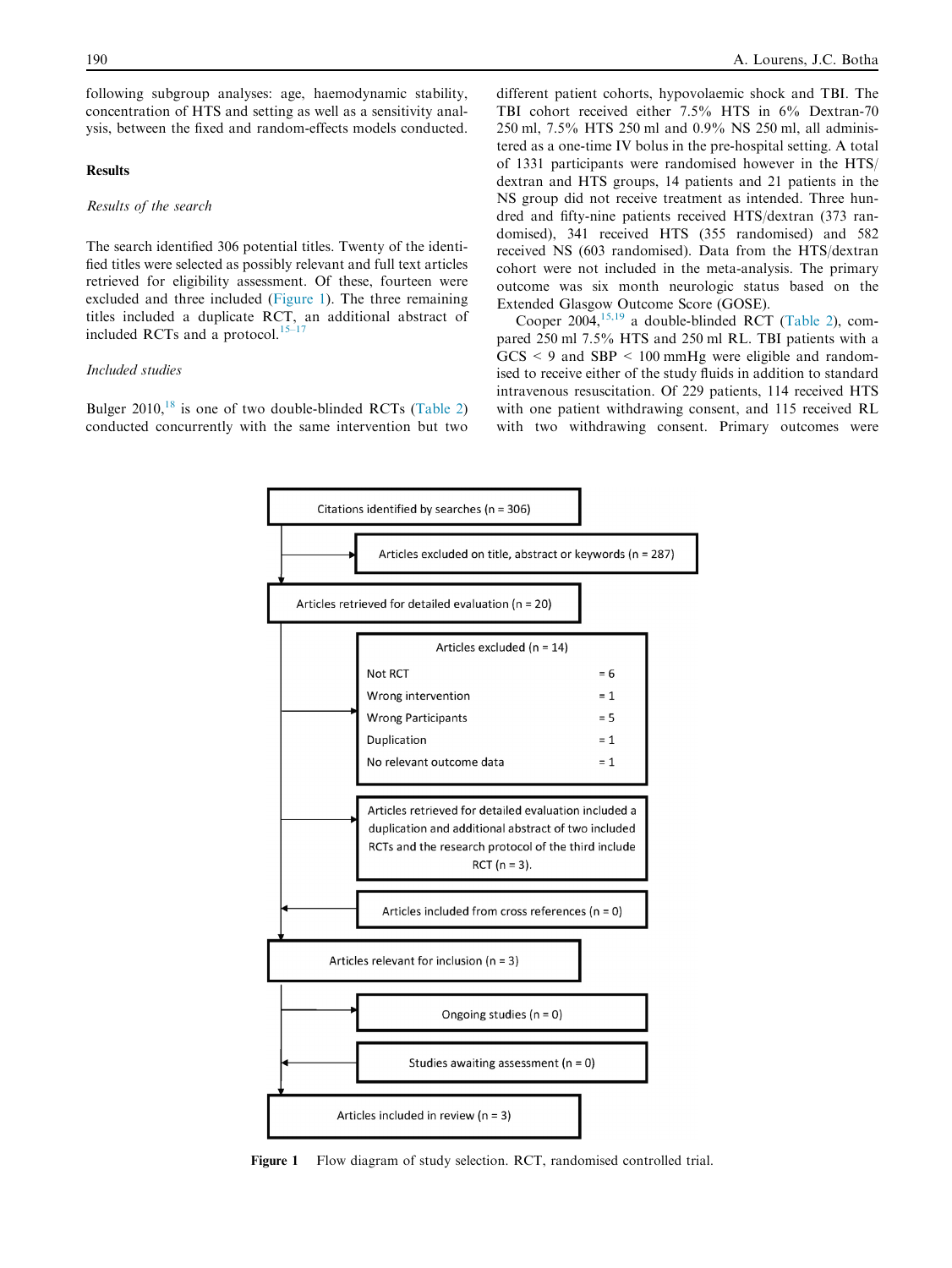following subgroup analyses: age, haemodynamic stability, concentration of HTS and setting as well as a sensitivity analysis, between the fixed and random-effects models conducted.

## Results

### *Results of the search*

The search identified 306 potential titles. Twenty of the identified titles were selected as possibly relevant and full text articles retrieved for eligibility assessment. Of these, fourteen were excluded and three included (Figure 1). The three remaining titles included a duplicate RCT, an additional abstract of included RCTs and a protocol.[15–17]

### *Included studies*

Bulger 2010,[18] is one of two double-blinded RCTs (Table 2) conducted concurrently with the same intervention but two different patient cohorts, hypovolaemic shock and TBI. The TBI cohort received either 7.5% HTS in 6% Dextran-70 250 ml, 7.5% HTS 250 ml and 0.9% NS 250 ml, all administered as a one-time IV bolus in the pre-hospital setting. A total of 1331 participants were randomised however in the HTS/dextran and HTS groups, 14 patients and 21 patients in the NS group did not receive treatment as intended. Three hundred and fifty-nine patients received HTS/dextran (373 randomised), 341 received HTS (355 randomised) and 582 received NS (603 randomised). Data from the HTS/dextran cohort were not included in the meta-analysis. The primary outcome was six month neurologic status based on the Extended Glasgow Outcome Score (GOSE).

Cooper 2004,[15,19] a double-blinded RCT (Table 2), compared 250 ml 7.5% HTS and 250 ml RL. TBI patients with a GCS < 9 and SBP < 100 mmHg were eligible and randomised to receive either of the study fluids in addition to standard intravenous resuscitation. Of 229 patients, 114 received HTS with one patient withdrawing consent, and 115 received RL with two withdrawing consent. Primary outcomes were

```
Citations identified by searches (n = 306)
  → Articles excluded on title, abstract or keywords (n = 287)
Articles retrieved for detailed evaluation (n = 20)
  → Articles excluded (n = 14)
      Not RCT = 6
      Wrong intervention = 1
      Wrong Participants = 5
      Duplication = 1
      No relevant outcome data = 1
  → Articles retrieved for detailed evaluation included a duplication and additional abstract of two included RCTs and the research protocol of the third include RCT (n = 3).
  ← Articles included from cross references (n = 0)
Articles relevant for inclusion (n = 3)
  → Ongoing studies (n = 0)
  ← Studies awaiting assessment (n = 0)
Articles included in review (n = 3)
```

**Figure 1** Flow diagram of study selection. RCT, randomised controlled trial.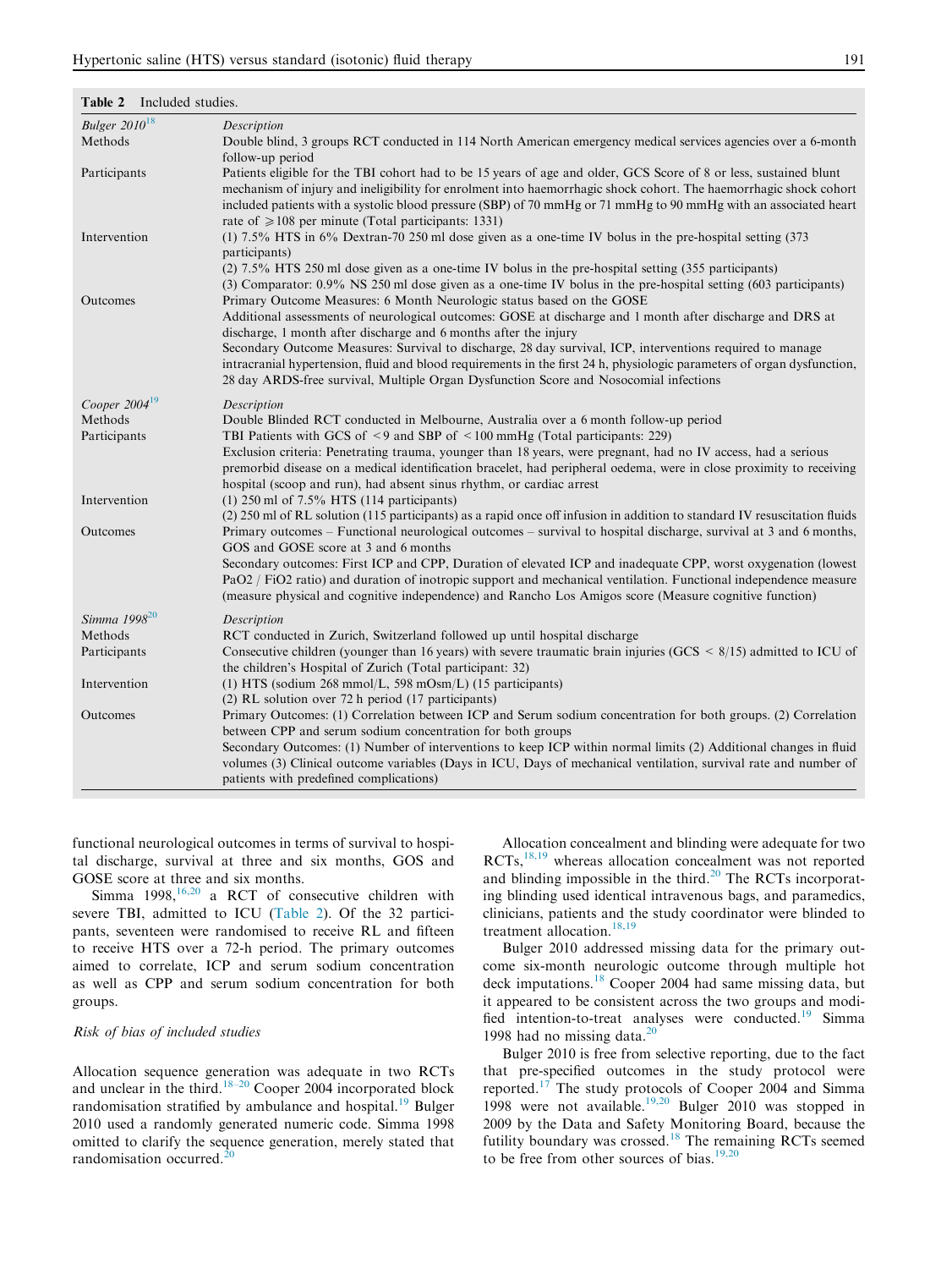**Table 2** Included studies.

| | |
|---|---|
| *Bulger 2010*[18] | *Description* |
| Methods | Double blind, 3 groups RCT conducted in 114 North American emergency medical services agencies over a 6-month follow-up period |
| Participants | Patients eligible for the TBI cohort had to be 15 years of age and older, GCS Score of 8 or less, sustained blunt mechanism of injury and ineligibility for enrolment into haemorrhagic shock cohort. The haemorrhagic shock cohort included patients with a systolic blood pressure (SBP) of 70 mmHg or 71 mmHg to 90 mmHg with an associated heart rate of ⩾108 per minute (Total participants: 1331) |
| Intervention | (1) 7.5% HTS in 6% Dextran-70 250 ml dose given as a one-time IV bolus in the pre-hospital setting (373 participants)<br>(2) 7.5% HTS 250 ml dose given as a one-time IV bolus in the pre-hospital setting (355 participants)<br>(3) Comparator: 0.9% NS 250 ml dose given as a one-time IV bolus in the pre-hospital setting (603 participants) |
| Outcomes | Primary Outcome Measures: 6 Month Neurologic status based on the GOSE<br>Additional assessments of neurological outcomes: GOSE at discharge and 1 month after discharge and DRS at discharge, 1 month after discharge and 6 months after the injury<br>Secondary Outcome Measures: Survival to discharge, 28 day survival, ICP, interventions required to manage intracranial hypertension, fluid and blood requirements in the first 24 h, physiologic parameters of organ dysfunction, 28 day ARDS-free survival, Multiple Organ Dysfunction Score and Nosocomial infections |
| *Cooper 2004*[19] | *Description* |
| Methods | Double Blinded RCT conducted in Melbourne, Australia over a 6 month follow-up period |
| Participants | TBI Patients with GCS of <9 and SBP of <100 mmHg (Total participants: 229)<br>Exclusion criteria: Penetrating trauma, younger than 18 years, were pregnant, had no IV access, had a serious premorbid disease on a medical identification bracelet, had peripheral oedema, were in close proximity to receiving hospital (scoop and run), had absent sinus rhythm, or cardiac arrest |
| Intervention | (1) 250 ml of 7.5% HTS (114 participants)<br>(2) 250 ml of RL solution (115 participants) as a rapid once off infusion in addition to standard IV resuscitation fluids |
| Outcomes | Primary outcomes – Functional neurological outcomes – survival to hospital discharge, survival at 3 and 6 months, GOS and GOSE score at 3 and 6 months<br>Secondary outcomes: First ICP and CPP, Duration of elevated ICP and inadequate CPP, worst oxygenation (lowest PaO2 / FiO2 ratio) and duration of inotropic support and mechanical ventilation. Functional independence measure (measure physical and cognitive independence) and Rancho Los Amigos score (Measure cognitive function) |
| *Simma 1998*[20] | *Description* |
| Methods | RCT conducted in Zurich, Switzerland followed up until hospital discharge |
| Participants | Consecutive children (younger than 16 years) with severe traumatic brain injuries (GCS < 8/15) admitted to ICU of the children's Hospital of Zurich (Total participant: 32) |
| Intervention | (1) HTS (sodium 268 mmol/L, 598 mOsm/L) (15 participants)<br>(2) RL solution over 72 h period (17 participants) |
| Outcomes | Primary Outcomes: (1) Correlation between ICP and Serum sodium concentration for both groups. (2) Correlation between CPP and serum sodium concentration for both groups<br>Secondary Outcomes: (1) Number of interventions to keep ICP within normal limits (2) Additional changes in fluid volumes (3) Clinical outcome variables (Days in ICU, Days of mechanical ventilation, survival rate and number of patients with predefined complications) |

functional neurological outcomes in terms of survival to hospital discharge, survival at three and six months, GOS and GOSE score at three and six months.

Simma 1998,[16,20] a RCT of consecutive children with severe TBI, admitted to ICU (Table 2). Of the 32 participants, seventeen were randomised to receive RL and fifteen to receive HTS over a 72-h period. The primary outcomes aimed to correlate, ICP and serum sodium concentration as well as CPP and serum sodium concentration for both groups.

### Risk of bias of included studies

Allocation sequence generation was adequate in two RCTs and unclear in the third.[18–20] Cooper 2004 incorporated block randomisation stratified by ambulance and hospital.[19] Bulger 2010 used a randomly generated numeric code. Simma 1998 omitted to clarify the sequence generation, merely stated that randomisation occurred.[20]

Allocation concealment and blinding were adequate for two RCTs,[18,19] whereas allocation concealment was not reported and blinding impossible in the third.[20] The RCTs incorporating blinding used identical intravenous bags, and paramedics, clinicians, patients and the study coordinator were blinded to treatment allocation.[18,19]

Bulger 2010 addressed missing data for the primary outcome six-month neurologic outcome through multiple hot deck imputations.[18] Cooper 2004 had same missing data, but it appeared to be consistent across the two groups and modified intention-to-treat analyses were conducted.[19] Simma 1998 had no missing data.[20]

Bulger 2010 is free from selective reporting, due to the fact that pre-specified outcomes in the study protocol were reported.[17] The study protocols of Cooper 2004 and Simma 1998 were not available.[19,20] Bulger 2010 was stopped in 2009 by the Data and Safety Monitoring Board, because the futility boundary was crossed.[18] The remaining RCTs seemed to be free from other sources of bias.[19,20]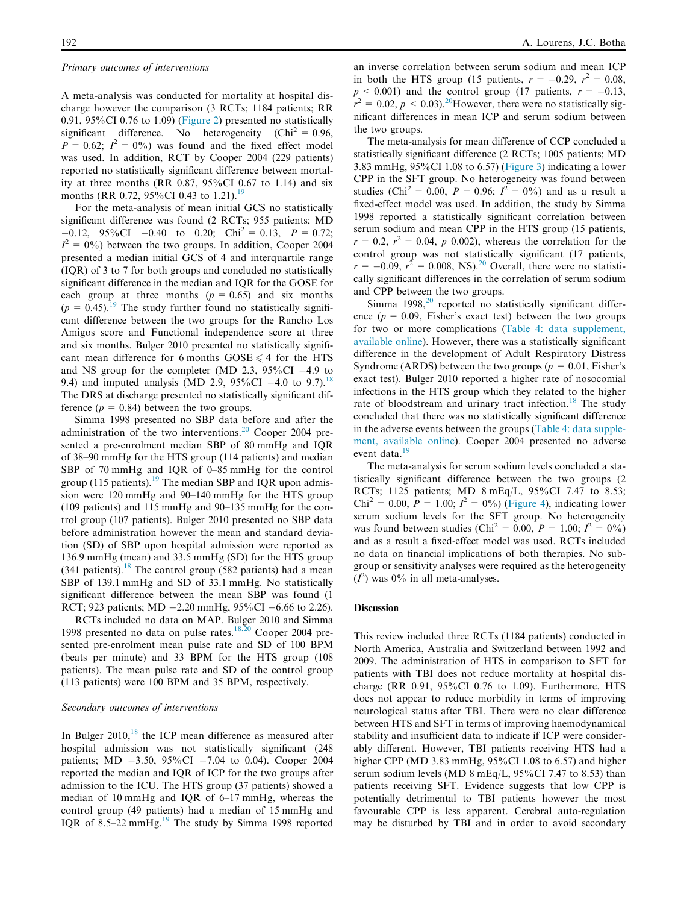*Primary outcomes of interventions*

A meta-analysis was conducted for mortality at hospital discharge however the comparison (3 RCTs; 1184 patients; RR 0.91, 95%CI 0.76 to 1.09) (Figure 2) presented no statistically significant difference. No heterogeneity ($Chi^2$ = 0.96, $P$ = 0.62; $I^2$ = 0%) was found and the fixed effect model was used. In addition, RCT by Cooper 2004 (229 patients) reported no statistically significant difference between mortality at three months (RR 0.87, 95%CI 0.67 to 1.14) and six months (RR 0.72, 95%CI 0.43 to 1.21).[19]

For the meta-analysis of mean initial GCS no statistically significant difference was found (2 RCTs; 955 patients; MD −0.12, 95%CI −0.40 to 0.20; $Chi^2$ = 0.13, $P$ = 0.72; $I^2$ = 0%) between the two groups. In addition, Cooper 2004 presented a median initial GCS of 4 and interquartile range (IQR) of 3 to 7 for both groups and concluded no statistically significant difference in the median and IQR for the GOSE for each group at three months ($p$ = 0.65) and six months ($p$ = 0.45).[19] The study further found no statistically significant difference between the two groups for the Rancho Los Amigos score and Functional independence score at three and six months. Bulger 2010 presented no statistically significant mean difference for 6 months GOSE ⩽ 4 for the HTS and NS group for the completer (MD 2.3, 95%CI −4.9 to 9.4) and imputed analysis (MD 2.9, 95%CI −4.0 to 9.7).[18] The DRS at discharge presented no statistically significant difference ($p$ = 0.84) between the two groups.

Simma 1998 presented no SBP data before and after the administration of the two interventions.[20] Cooper 2004 presented a pre-enrolment median SBP of 80 mmHg and IQR of 38–90 mmHg for the HTS group (114 patients) and median SBP of 70 mmHg and IQR of 0–85 mmHg for the control group (115 patients).[19] The median SBP and IQR upon admission were 120 mmHg and 90–140 mmHg for the HTS group (109 patients) and 115 mmHg and 90–135 mmHg for the control group (107 patients). Bulger 2010 presented no SBP data before administration however the mean and standard deviation (SD) of SBP upon hospital admission were reported as 136.9 mmHg (mean) and 33.5 mmHg (SD) for the HTS group (341 patients).[18] The control group (582 patients) had a mean SBP of 139.1 mmHg and SD of 33.1 mmHg. No statistically significant difference between the mean SBP was found (1 RCT; 923 patients; MD −2.20 mmHg, 95%CI −6.66 to 2.26).

RCTs included no data on MAP. Bulger 2010 and Simma 1998 presented no data on pulse rates.[18,20] Cooper 2004 presented pre-enrolment mean pulse rate and SD of 100 BPM (beats per minute) and 33 BPM for the HTS group (108 patients). The mean pulse rate and SD of the control group (113 patients) were 100 BPM and 35 BPM, respectively.

*Secondary outcomes of interventions*

In Bulger 2010,[18] the ICP mean difference as measured after hospital admission was not statistically significant (248 patients; MD −3.50, 95%CI −7.04 to 0.04). Cooper 2004 reported the median and IQR of ICP for the two groups after admission to the ICU. The HTS group (37 patients) showed a median of 10 mmHg and IQR of 6–17 mmHg, whereas the control group (49 patients) had a median of 15 mmHg and IQR of 8.5–22 mmHg.[19] The study by Simma 1998 reported an inverse correlation between serum sodium and mean ICP in both the HTS group (15 patients, $r = -0.29$, $r^2 = 0.08$, $p < 0.001$) and the control group (17 patients, $r = -0.13$, $r^2 = 0.02$, $p < 0.03$).[20] However, there were no statistically significant differences in mean ICP and serum sodium between the two groups.

The meta-analysis for mean difference of CCP concluded a statistically significant difference (2 RCTs; 1005 patients; MD 3.83 mmHg, 95%CI 1.08 to 6.57) (Figure 3) indicating a lower CPP in the SFT group. No heterogeneity was found between studies ($Chi^2$ = 0.00, $P$ = 0.96; $I^2$ = 0%) and as a result a fixed-effect model was used. In addition, the study by Simma 1998 reported a statistically significant correlation between serum sodium and mean CPP in the HTS group (15 patients, $r = 0.2$, $r^2 = 0.04$, $p$ 0.002), whereas the correlation for the control group was not statistically significant (17 patients, $r = -0.09$, $r^2 = 0.008$, NS).[20] Overall, there were no statistically significant differences in the correlation of serum sodium and CPP between the two groups.

Simma 1998,[20] reported no statistically significant difference ($p$ = 0.09, Fisher's exact test) between the two groups for two or more complications (Table 4: data supplement, available online). However, there was a statistically significant difference in the development of Adult Respiratory Distress Syndrome (ARDS) between the two groups ($p$ = 0.01, Fisher's exact test). Bulger 2010 reported a higher rate of nosocomial infections in the HTS group which they related to the higher rate of bloodstream and urinary tract infection.[18] The study concluded that there was no statistically significant difference in the adverse events between the groups (Table 4: data supplement, available online). Cooper 2004 presented no adverse event data.[19]

The meta-analysis for serum sodium levels concluded a statistically significant difference between the two groups (2 RCTs; 1125 patients; MD 8 mEq/L, 95%CI 7.47 to 8.53; $Chi^2$ = 0.00, $P$ = 1.00; $I^2$ = 0%) (Figure 4), indicating lower serum sodium levels for the SFT group. No heterogeneity was found between studies ($Chi^2$ = 0.00, $P$ = 1.00; $I^2$ = 0%) and as a result a fixed-effect model was used. RCTs included no data on financial implications of both therapies. No subgroup or sensitivity analyses were required as the heterogeneity ($I^2$) was 0% in all meta-analyses.

## Discussion

This review included three RCTs (1184 patients) conducted in North America, Australia and Switzerland between 1992 and 2009. The administration of HTS in comparison to SFT for patients with TBI does not reduce mortality at hospital discharge (RR 0.91, 95%CI 0.76 to 1.09). Furthermore, HTS does not appear to reduce morbidity in terms of improving neurological status after TBI. There were no clear difference between HTS and SFT in terms of improving haemodynamical stability and insufficient data to indicate if ICP were considerably different. However, TBI patients receiving HTS had a higher CPP (MD 3.83 mmHg, 95%CI 1.08 to 6.57) and higher serum sodium levels (MD 8 mEq/L, 95%CI 7.47 to 8.53) than patients receiving SFT. Evidence suggests that low CPP is potentially detrimental to TBI patients however the most favourable CPP is less apparent. Cerebral auto-regulation may be disturbed by TBI and in order to avoid secondary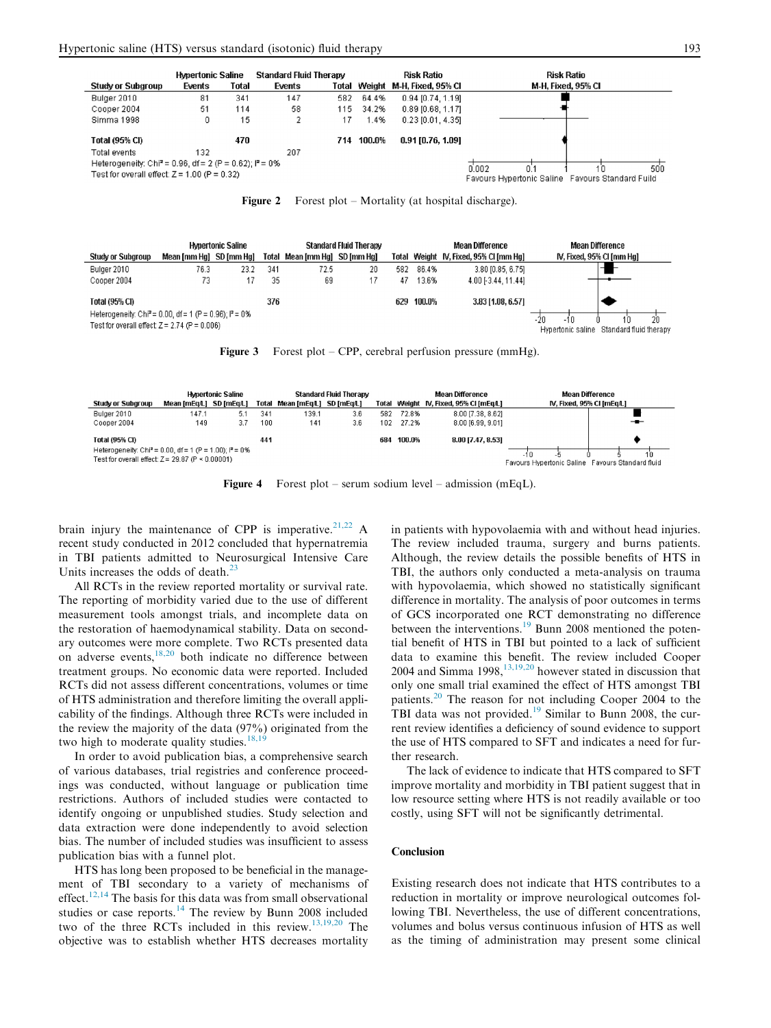| Study or Subgroup | Hypertonic Saline Events | Hypertonic Saline Total | Standard Fluid Therapy Events | Standard Fluid Therapy Total | Weight | Risk Ratio M-H, Fixed, 95% CI |
|---|---|---|---|---|---|---|
| Bulger 2010 | 81 | 341 | 147 | 582 | 64.4% | 0.94 [0.74, 1.19] |
| Cooper 2004 | 51 | 114 | 58 | 115 | 34.2% | 0.89 [0.68, 1.17] |
| Simma 1998 | 0 | 15 | 2 | 17 | 1.4% | 0.23 [0.01, 4.35] |
| **Total (95% CI)** | | **470** | | **714** | **100.0%** | **0.91 [0.76, 1.09]** |
| Total events | 132 | | 207 | | | |

Heterogeneity: Chi² = 0.96, df = 2 (P = 0.62); I² = 0%
Test for overall effect: Z = 1.00 (P = 0.32)

Favours Hypertonic Saline / Favours Standard Fuild

**Figure 2** Forest plot – Mortality (at hospital discharge).

| Study or Subgroup | Hypertonic Saline Mean [mm Hg] | Hypertonic Saline SD [mm Hg] | Hypertonic Saline Total | Standard Fluid Therapy Mean [mm Hg] | Standard Fluid Therapy SD [mm Hg] | Standard Fluid Therapy Total | Weight | Mean Difference IV, Fixed, 95% CI [mm Hg] |
|---|---|---|---|---|---|---|---|---|
| Bulger 2010 | 76.3 | 23.2 | 341 | 72.5 | 20 | 582 | 86.4% | 3.80 [0.85, 6.75] |
| Cooper 2004 | 73 | 17 | 35 | 69 | 17 | 47 | 13.6% | 4.00 [-3.44, 11.44] |
| **Total (95% CI)** | | | **376** | | | **629** | **100.0%** | **3.83 [1.08, 6.57]** |

Heterogeneity: Chi² = 0.00, df = 1 (P = 0.96); I² = 0%
Test for overall effect: Z = 2.74 (P = 0.006)

Hypertonic saline / Standard fluid therapy

**Figure 3** Forest plot – CPP, cerebral perfusion pressure (mmHg).

| Study or Subgroup | Hypertonic Saline Mean [mEq/L] | Hypertonic Saline SD [mEq/L] | Hypertonic Saline Total | Standard Fluid Therapy Mean [mEq/L] | Standard Fluid Therapy SD [mEq/L] | Standard Fluid Therapy Total | Weight | Mean Difference IV, Fixed, 95% CI [mEq/L] |
|---|---|---|---|---|---|---|---|---|
| Bulger 2010 | 147.1 | 5.1 | 341 | 139.1 | 3.6 | 582 | 72.8% | 8.00 [7.38, 8.62] |
| Cooper 2004 | 149 | 3.7 | 100 | 141 | 3.6 | 102 | 27.2% | 8.00 [6.99, 9.01] |
| **Total (95% CI)** | | | **441** | | | **684** | **100.0%** | **8.00 [7.47, 8.53]** |

Heterogeneity: Chi² = 0.00, df = 1 (P = 1.00); I² = 0%
Test for overall effect: Z = 29.87 (P < 0.00001)

Favours Hypertonic Saline / Favours Standard fluid

**Figure 4** Forest plot – serum sodium level – admission (mEqL).

brain injury the maintenance of CPP is imperative.[21,22] A recent study conducted in 2012 concluded that hypernatremia in TBI patients admitted to Neurosurgical Intensive Care Units increases the odds of death.[23]

All RCTs in the review reported mortality or survival rate. The reporting of morbidity varied due to the use of different measurement tools amongst trials, and incomplete data on the restoration of haemodynamical stability. Data on secondary outcomes were more complete. Two RCTs presented data on adverse events,[18,20] both indicate no difference between treatment groups. No economic data were reported. Included RCTs did not assess different concentrations, volumes or time of HTS administration and therefore limiting the overall applicability of the findings. Although three RCTs were included in the review the majority of the data (97%) originated from the two high to moderate quality studies.[18,19]

In order to avoid publication bias, a comprehensive search of various databases, trial registries and conference proceedings was conducted, without language or publication time restrictions. Authors of included studies were contacted to identify ongoing or unpublished studies. Study selection and data extraction were done independently to avoid selection bias. The number of included studies was insufficient to assess publication bias with a funnel plot.

HTS has long been proposed to be beneficial in the management of TBI secondary to a variety of mechanisms of effect.[12,14] The basis for this data was from small observational studies or case reports.[14] The review by Bunn 2008 included two of the three RCTs included in this review.[13,19,20] The objective was to establish whether HTS decreases mortality in patients with hypovolaemia with and without head injuries. The review included trauma, surgery and burns patients. Although, the review details the possible benefits of HTS in TBI, the authors only conducted a meta-analysis on trauma with hypovolaemia, which showed no statistically significant difference in mortality. The analysis of poor outcomes in terms of GCS incorporated one RCT demonstrating no difference between the interventions.[19] Bunn 2008 mentioned the potential benefit of HTS in TBI but pointed to a lack of sufficient data to examine this benefit. The review included Cooper 2004 and Simma 1998,[13,19,20] however stated in discussion that only one small trial examined the effect of HTS amongst TBI patients.[20] The reason for not including Cooper 2004 to the TBI data was not provided.[19] Similar to Bunn 2008, the current review identifies a deficiency of sound evidence to support the use of HTS compared to SFT and indicates a need for further research.

The lack of evidence to indicate that HTS compared to SFT improve mortality and morbidity in TBI patient suggest that in low resource setting where HTS is not readily available or too costly, using SFT will not be significantly detrimental.

## Conclusion

Existing research does not indicate that HTS contributes to a reduction in mortality or improve neurological outcomes following TBI. Nevertheless, the use of different concentrations, volumes and bolus versus continuous infusion of HTS as well as the timing of administration may present some clinical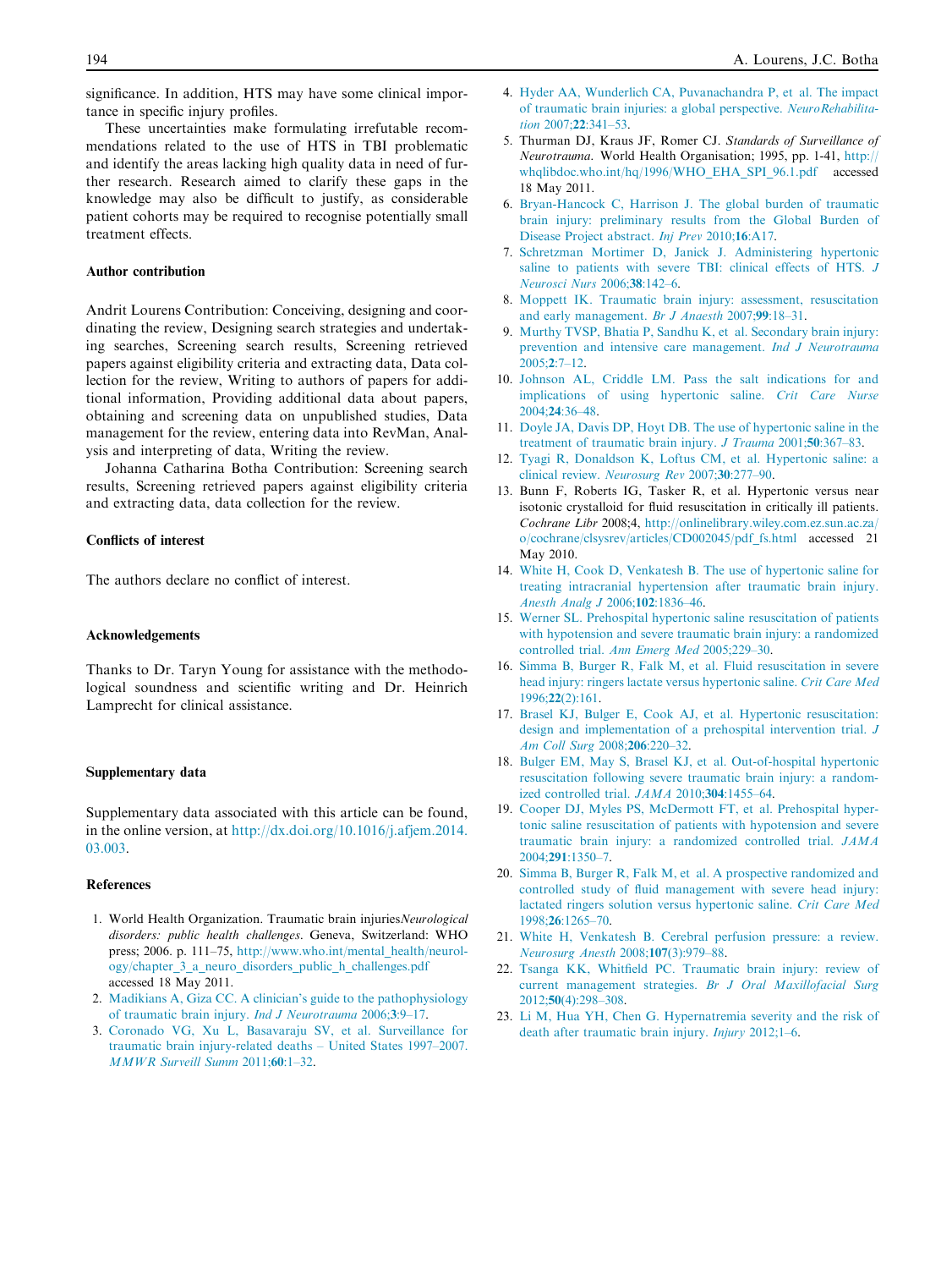significance. In addition, HTS may have some clinical importance in specific injury profiles.

These uncertainties make formulating irrefutable recommendations related to the use of HTS in TBI problematic and identify the areas lacking high quality data in need of further research. Research aimed to clarify these gaps in the knowledge may also be difficult to justify, as considerable patient cohorts may be required to recognise potentially small treatment effects.

### Author contribution

Andrit Lourens Contribution: Conceiving, designing and coordinating the review, Designing search strategies and undertaking searches, Screening search results, Screening retrieved papers against eligibility criteria and extracting data, Data collection for the review, Writing to authors of papers for additional information, Providing additional data about papers, obtaining and screening data on unpublished studies, Data management for the review, entering data into RevMan, Analysis and interpreting of data, Writing the review.

Johanna Catharina Botha Contribution: Screening search results, Screening retrieved papers against eligibility criteria and extracting data, data collection for the review.

### Conflicts of interest

The authors declare no conflict of interest.

### Acknowledgements

Thanks to Dr. Taryn Young for assistance with the methodological soundness and scientific writing and Dr. Heinrich Lamprecht for clinical assistance.

### Supplementary data

Supplementary data associated with this article can be found, in the online version, at http://dx.doi.org/10.1016/j.afjem.2014.03.003.

### References

1. World Health Organization. Traumatic brain injuries*Neurological disorders: public health challenges*. Geneva, Switzerland: WHO press; 2006. p. 111–75, http://www.who.int/mental_health/neurology/chapter_3_a_neuro_disorders_public_h_challenges.pdf accessed 18 May 2011.
2. Madikians A, Giza CC. A clinician's guide to the pathophysiology of traumatic brain injury. *Ind J Neurotrauma* 2006;**3**:9–17.
3. Coronado VG, Xu L, Basavaraju SV, et al. Surveillance for traumatic brain injury-related deaths – United States 1997–2007. *MMWR Surveill Summ* 2011;**60**:1–32.
4. Hyder AA, Wunderlich CA, Puvanachandra P, et al. The impact of traumatic brain injuries: a global perspective. *NeuroRehabilitation* 2007;**22**:341–53.
5. Thurman DJ, Kraus JF, Romer CJ. *Standards of Surveillance of Neurotrauma*. World Health Organisation; 1995, pp. 1-41, http://whqlibdoc.who.int/hq/1996/WHO_EHA_SPI_96.1.pdf accessed 18 May 2011.
6. Bryan-Hancock C, Harrison J. The global burden of traumatic brain injury: preliminary results from the Global Burden of Disease Project abstract. *Inj Prev* 2010;**16**:A17.
7. Schretzman Mortimer D, Janick J. Administering hypertonic saline to patients with severe TBI: clinical effects of HTS. *J Neurosci Nurs* 2006;**38**:142–6.
8. Moppett IK. Traumatic brain injury: assessment, resuscitation and early management. *Br J Anaesth* 2007;**99**:18–31.
9. Murthy TVSP, Bhatia P, Sandhu K, et al. Secondary brain injury: prevention and intensive care management. *Ind J Neurotrauma* 2005;**2**:7–12.
10. Johnson AL, Criddle LM. Pass the salt indications for and implications of using hypertonic saline. *Crit Care Nurse* 2004;**24**:36–48.
11. Doyle JA, Davis DP, Hoyt DB. The use of hypertonic saline in the treatment of traumatic brain injury. *J Trauma* 2001;**50**:367–83.
12. Tyagi R, Donaldson K, Loftus CM, et al. Hypertonic saline: a clinical review. *Neurosurg Rev* 2007;**30**:277–90.
13. Bunn F, Roberts IG, Tasker R, et al. Hypertonic versus near isotonic crystalloid for fluid resuscitation in critically ill patients. *Cochrane Libr* 2008;4, http://onlinelibrary.wiley.com.ez.sun.ac.za/o/cochrane/clsysrev/articles/CD002045/pdf_fs.html accessed 21 May 2010.
14. White H, Cook D, Venkatesh B. The use of hypertonic saline for treating intracranial hypertension after traumatic brain injury. *Anesth Analg J* 2006;**102**:1836–46.
15. Werner SL. Prehospital hypertonic saline resuscitation of patients with hypotension and severe traumatic brain injury: a randomized controlled trial. *Ann Emerg Med* 2005;229–30.
16. Simma B, Burger R, Falk M, et al. Fluid resuscitation in severe head injury: ringers lactate versus hypertonic saline. *Crit Care Med* 1996;**22**(2):161.
17. Brasel KJ, Bulger E, Cook AJ, et al. Hypertonic resuscitation: design and implementation of a prehospital intervention trial. *J Am Coll Surg* 2008;**206**:220–32.
18. Bulger EM, May S, Brasel KJ, et al. Out-of-hospital hypertonic resuscitation following severe traumatic brain injury: a randomized controlled trial. *JAMA* 2010;**304**:1455–64.
19. Cooper DJ, Myles PS, McDermott FT, et al. Prehospital hypertonic saline resuscitation of patients with hypotension and severe traumatic brain injury: a randomized controlled trial. *JAMA* 2004;**291**:1350–7.
20. Simma B, Burger R, Falk M, et al. A prospective randomized and controlled study of fluid management with severe head injury: lactated ringers solution versus hypertonic saline. *Crit Care Med* 1998;**26**:1265–70.
21. White H, Venkatesh B. Cerebral perfusion pressure: a review. *Neurosurg Anesth* 2008;**107**(3):979–88.
22. Tsanga KK, Whitfield PC. Traumatic brain injury: review of current management strategies. *Br J Oral Maxillofacial Surg* 2012;**50**(4):298–308.
23. Li M, Hua YH, Chen G. Hypernatremia severity and the risk of death after traumatic brain injury. *Injury* 2012;1–6.